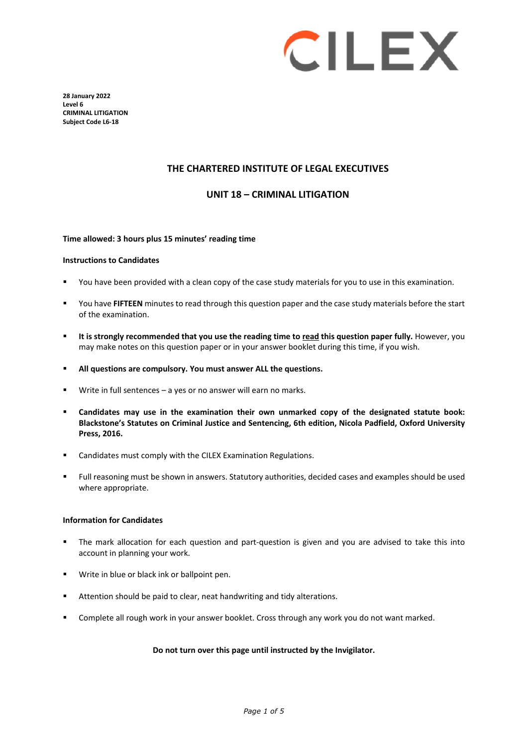CILEX

**28 January 2022**
**Level 6**
**CRIMINAL LITIGATION**
**Subject Code L6-18**

## THE CHARTERED INSTITUTE OF LEGAL EXECUTIVES

## UNIT 18 – CRIMINAL LITIGATION

**Time allowed: 3 hours plus 15 minutes' reading time**

**Instructions to Candidates**

- You have been provided with a clean copy of the case study materials for you to use in this examination.
- You have **FIFTEEN** minutes to read through this question paper and the case study materials before the start of the examination.
- **It is strongly recommended that you use the reading time to <u>read</u> this question paper fully.** However, you may make notes on this question paper or in your answer booklet during this time, if you wish.
- **All questions are compulsory. You must answer ALL the questions.**
- Write in full sentences – a yes or no answer will earn no marks.
- **Candidates may use in the examination their own unmarked copy of the designated statute book: Blackstone's Statutes on Criminal Justice and Sentencing, 6th edition, Nicola Padfield, Oxford University Press, 2016.**
- Candidates must comply with the CILEX Examination Regulations.
- Full reasoning must be shown in answers. Statutory authorities, decided cases and examples should be used where appropriate.

**Information for Candidates**

- The mark allocation for each question and part-question is given and you are advised to take this into account in planning your work.
- Write in blue or black ink or ballpoint pen.
- Attention should be paid to clear, neat handwriting and tidy alterations.
- Complete all rough work in your answer booklet. Cross through any work you do not want marked.

**Do not turn over this page until instructed by the Invigilator.**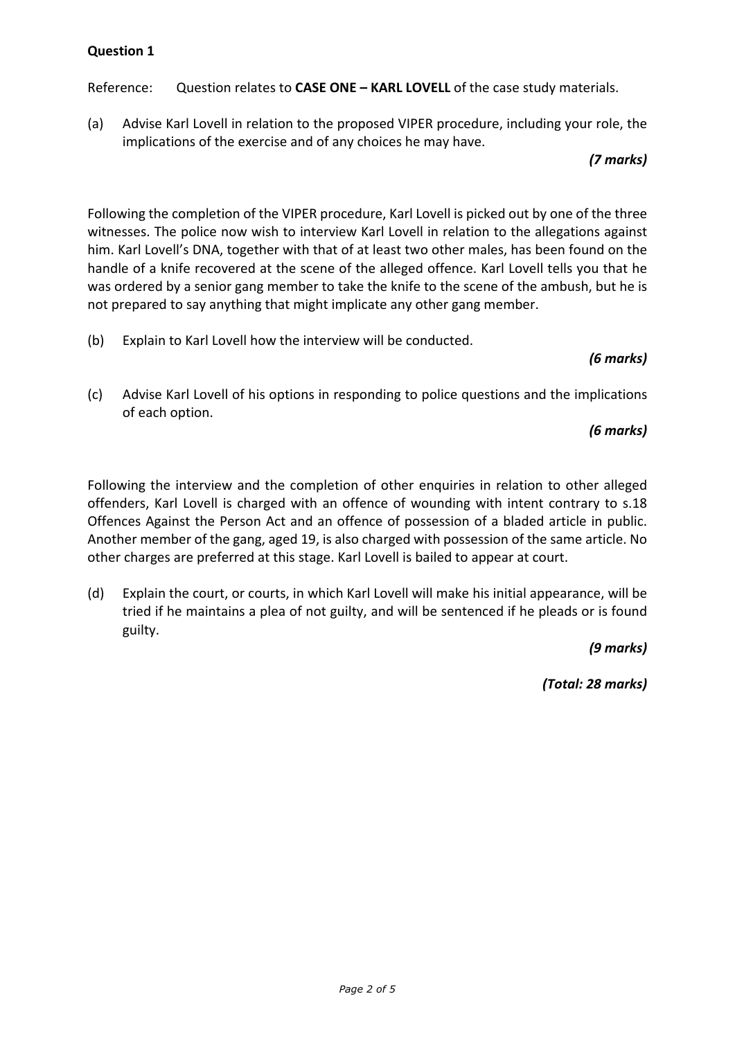**Question 1**

Reference: Question relates to **CASE ONE – KARL LOVELL** of the case study materials.

(a) Advise Karl Lovell in relation to the proposed VIPER procedure, including your role, the implications of the exercise and of any choices he may have.

***(7 marks)***

Following the completion of the VIPER procedure, Karl Lovell is picked out by one of the three witnesses. The police now wish to interview Karl Lovell in relation to the allegations against him. Karl Lovell's DNA, together with that of at least two other males, has been found on the handle of a knife recovered at the scene of the alleged offence. Karl Lovell tells you that he was ordered by a senior gang member to take the knife to the scene of the ambush, but he is not prepared to say anything that might implicate any other gang member.

(b) Explain to Karl Lovell how the interview will be conducted.

***(6 marks)***

(c) Advise Karl Lovell of his options in responding to police questions and the implications of each option.

***(6 marks)***

Following the interview and the completion of other enquiries in relation to other alleged offenders, Karl Lovell is charged with an offence of wounding with intent contrary to s.18 Offences Against the Person Act and an offence of possession of a bladed article in public. Another member of the gang, aged 19, is also charged with possession of the same article. No other charges are preferred at this stage. Karl Lovell is bailed to appear at court.

(d) Explain the court, or courts, in which Karl Lovell will make his initial appearance, will be tried if he maintains a plea of not guilty, and will be sentenced if he pleads or is found guilty.

***(9 marks)***

***(Total: 28 marks)***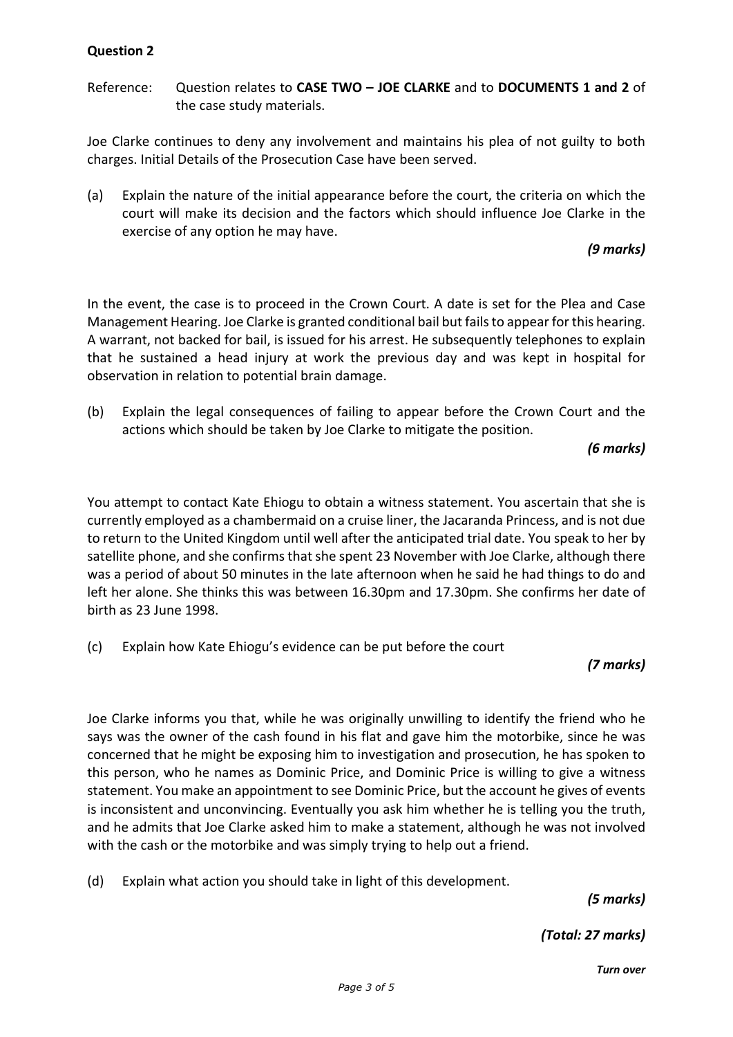**Question 2**

Reference: Question relates to **CASE TWO – JOE CLARKE** and to **DOCUMENTS 1 and 2** of the case study materials.

Joe Clarke continues to deny any involvement and maintains his plea of not guilty to both charges. Initial Details of the Prosecution Case have been served.

(a) Explain the nature of the initial appearance before the court, the criteria on which the court will make its decision and the factors which should influence Joe Clarke in the exercise of any option he may have.

***(9 marks)***

In the event, the case is to proceed in the Crown Court. A date is set for the Plea and Case Management Hearing. Joe Clarke is granted conditional bail but fails to appear for this hearing. A warrant, not backed for bail, is issued for his arrest. He subsequently telephones to explain that he sustained a head injury at work the previous day and was kept in hospital for observation in relation to potential brain damage.

(b) Explain the legal consequences of failing to appear before the Crown Court and the actions which should be taken by Joe Clarke to mitigate the position.

***(6 marks)***

You attempt to contact Kate Ehiogu to obtain a witness statement. You ascertain that she is currently employed as a chambermaid on a cruise liner, the Jacaranda Princess, and is not due to return to the United Kingdom until well after the anticipated trial date. You speak to her by satellite phone, and she confirms that she spent 23 November with Joe Clarke, although there was a period of about 50 minutes in the late afternoon when he said he had things to do and left her alone. She thinks this was between 16.30pm and 17.30pm. She confirms her date of birth as 23 June 1998.

(c) Explain how Kate Ehiogu's evidence can be put before the court

***(7 marks)***

Joe Clarke informs you that, while he was originally unwilling to identify the friend who he says was the owner of the cash found in his flat and gave him the motorbike, since he was concerned that he might be exposing him to investigation and prosecution, he has spoken to this person, who he names as Dominic Price, and Dominic Price is willing to give a witness statement. You make an appointment to see Dominic Price, but the account he gives of events is inconsistent and unconvincing. Eventually you ask him whether he is telling you the truth, and he admits that Joe Clarke asked him to make a statement, although he was not involved with the cash or the motorbike and was simply trying to help out a friend.

(d) Explain what action you should take in light of this development.

***(5 marks)***

***(Total: 27 marks)***

***Turn over***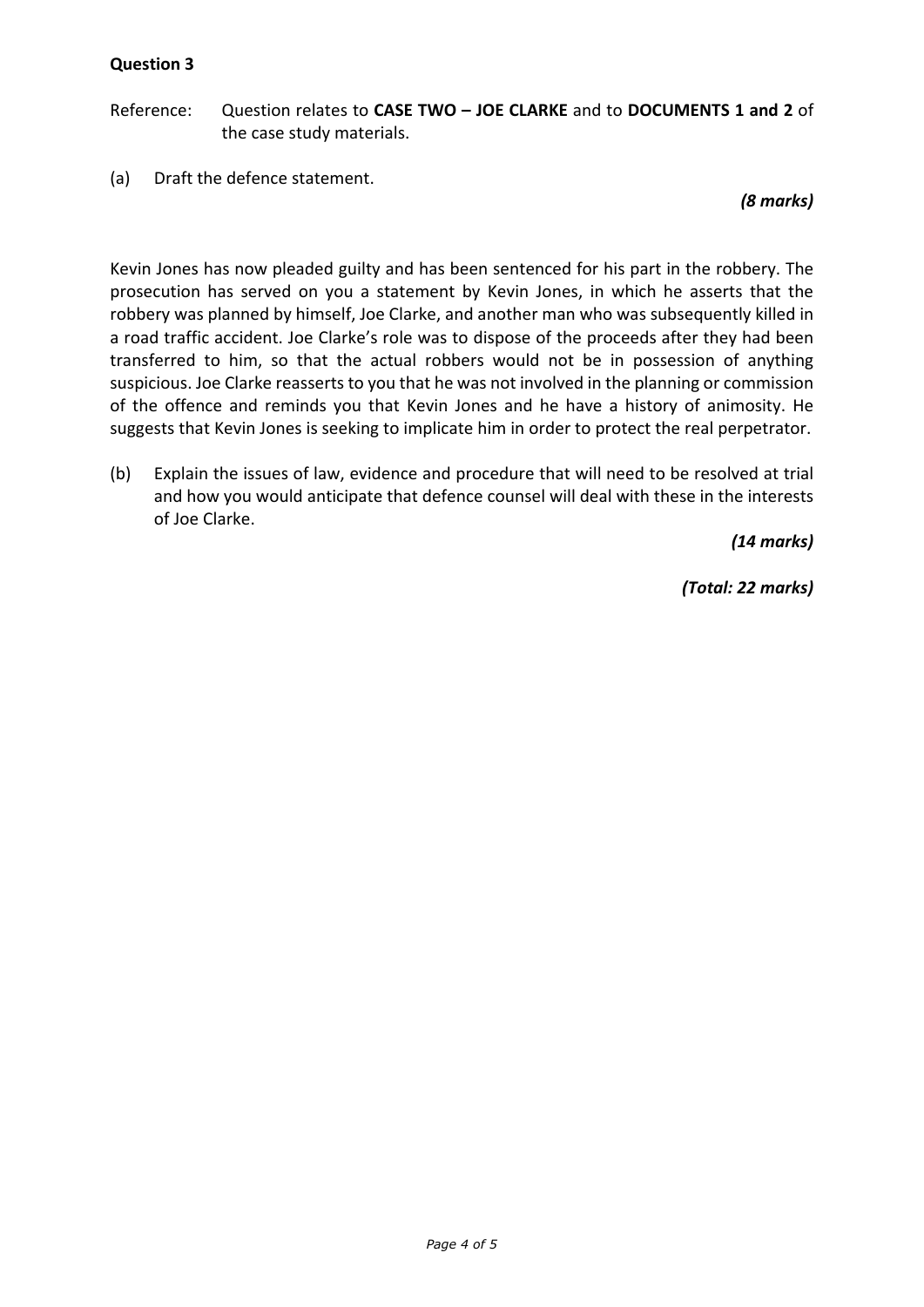**Question 3**

Reference: Question relates to **CASE TWO – JOE CLARKE** and to **DOCUMENTS 1 and 2** of the case study materials.

(a) Draft the defence statement.

***(8 marks)***

Kevin Jones has now pleaded guilty and has been sentenced for his part in the robbery. The prosecution has served on you a statement by Kevin Jones, in which he asserts that the robbery was planned by himself, Joe Clarke, and another man who was subsequently killed in a road traffic accident. Joe Clarke's role was to dispose of the proceeds after they had been transferred to him, so that the actual robbers would not be in possession of anything suspicious. Joe Clarke reasserts to you that he was not involved in the planning or commission of the offence and reminds you that Kevin Jones and he have a history of animosity. He suggests that Kevin Jones is seeking to implicate him in order to protect the real perpetrator.

(b) Explain the issues of law, evidence and procedure that will need to be resolved at trial and how you would anticipate that defence counsel will deal with these in the interests of Joe Clarke.

***(14 marks)***

***(Total: 22 marks)***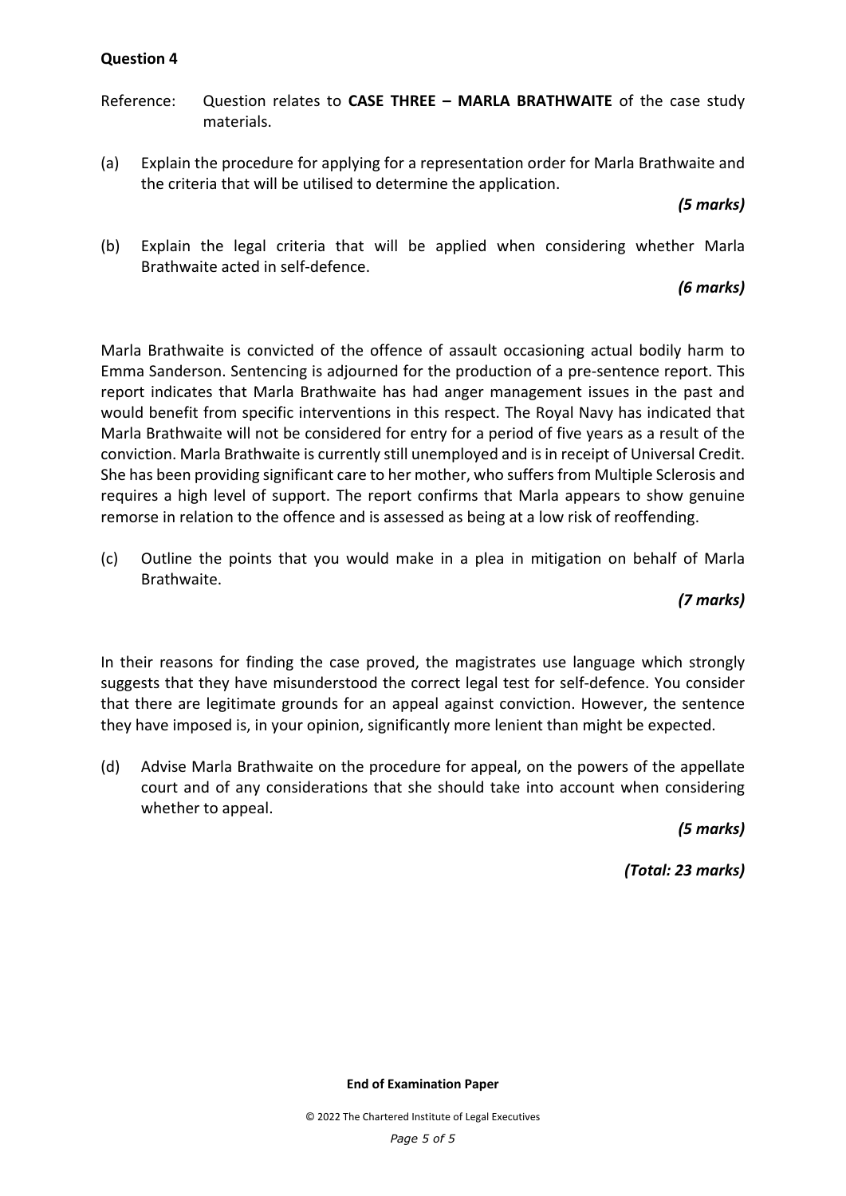**Question 4**

Reference: Question relates to **CASE THREE – MARLA BRATHWAITE** of the case study materials.

(a) Explain the procedure for applying for a representation order for Marla Brathwaite and the criteria that will be utilised to determine the application.

***(5 marks)***

(b) Explain the legal criteria that will be applied when considering whether Marla Brathwaite acted in self-defence.

***(6 marks)***

Marla Brathwaite is convicted of the offence of assault occasioning actual bodily harm to Emma Sanderson. Sentencing is adjourned for the production of a pre-sentence report. This report indicates that Marla Brathwaite has had anger management issues in the past and would benefit from specific interventions in this respect. The Royal Navy has indicated that Marla Brathwaite will not be considered for entry for a period of five years as a result of the conviction. Marla Brathwaite is currently still unemployed and is in receipt of Universal Credit. She has been providing significant care to her mother, who suffers from Multiple Sclerosis and requires a high level of support. The report confirms that Marla appears to show genuine remorse in relation to the offence and is assessed as being at a low risk of reoffending.

(c) Outline the points that you would make in a plea in mitigation on behalf of Marla Brathwaite.

***(7 marks)***

In their reasons for finding the case proved, the magistrates use language which strongly suggests that they have misunderstood the correct legal test for self-defence. You consider that there are legitimate grounds for an appeal against conviction. However, the sentence they have imposed is, in your opinion, significantly more lenient than might be expected.

(d) Advise Marla Brathwaite on the procedure for appeal, on the powers of the appellate court and of any considerations that she should take into account when considering whether to appeal.

***(5 marks)***

***(Total: 23 marks)***

**End of Examination Paper**

© 2022 The Chartered Institute of Legal Executives